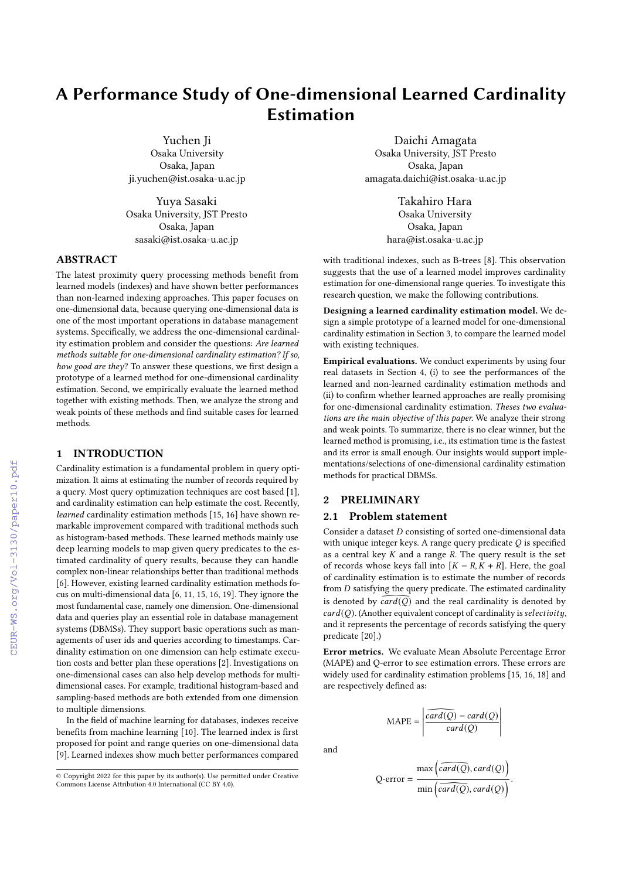# A Performance Study of One-dimensional Learned Cardinality Estimation

Yuchen Ji
Osaka University
Osaka, Japan
ji.yuchen@ist.osaka-u.ac.jp

Daichi Amagata
Osaka University, JST Presto
Osaka, Japan
amagata.daichi@ist.osaka-u.ac.jp

Yuya Sasaki
Osaka University, JST Presto
Osaka, Japan
sasaki@ist.osaka-u.ac.jp

Takahiro Hara
Osaka University
Osaka, Japan
hara@ist.osaka-u.ac.jp

## ABSTRACT

The latest proximity query processing methods benefit from learned models (indexes) and have shown better performances than non-learned indexing approaches. This paper focuses on one-dimensional data, because querying one-dimensional data is one of the most important operations in database management systems. Specifically, we address the one-dimensional cardinality estimation problem and consider the questions: *Are learned methods suitable for one-dimensional cardinality estimation? If so, how good are they*? To answer these questions, we first design a prototype of a learned method for one-dimensional cardinality estimation. Second, we empirically evaluate the learned method together with existing methods. Then, we analyze the strong and weak points of these methods and find suitable cases for learned methods.

## 1 INTRODUCTION

Cardinality estimation is a fundamental problem in query optimization. It aims at estimating the number of records required by a query. Most query optimization techniques are cost based [1], and cardinality estimation can help estimate the cost. Recently, *learned* cardinality estimation methods [15, 16] have shown remarkable improvement compared with traditional methods such as histogram-based methods. These learned methods mainly use deep learning models to map given query predicates to the estimated cardinality of query results, because they can handle complex non-linear relationships better than traditional methods [6]. However, existing learned cardinality estimation methods focus on multi-dimensional data [6, 11, 15, 16, 19]. They ignore the most fundamental case, namely one dimension. One-dimensional data and queries play an essential role in database management systems (DBMSs). They support basic operations such as managements of user ids and queries according to timestamps. Cardinality estimation on one dimension can help estimate execution costs and better plan these operations [2]. Investigations on one-dimensional cases can also help develop methods for multi-dimensional cases. For example, traditional histogram-based and sampling-based methods are both extended from one dimension to multiple dimensions.

In the field of machine learning for databases, indexes receive benefits from machine learning [10]. The learned index is first proposed for point and range queries on one-dimensional data [9]. Learned indexes show much better performances compared with traditional indexes, such as B-trees [8]. This observation suggests that the use of a learned model improves cardinality estimation for one-dimensional range queries. To investigate this research question, we make the following contributions.

**Designing a learned cardinality estimation model.** We design a simple prototype of a learned model for one-dimensional cardinality estimation in Section 3, to compare the learned model with existing techniques.

**Empirical evaluations.** We conduct experiments by using four real datasets in Section 4, (i) to see the performances of the learned and non-learned cardinality estimation methods and (ii) to confirm whether learned approaches are really promising for one-dimensional cardinality estimation. *Theses two evaluations are the main objective of this paper.* We analyze their strong and weak points. To summarize, there is no clear winner, but the learned method is promising, i.e., its estimation time is the fastest and its error is small enough. Our insights would support implementations/selections of one-dimensional cardinality estimation methods for practical DBMSs.

## 2 PRELIMINARY

### 2.1 Problem statement

Consider a dataset $D$ consisting of sorted one-dimensional data with unique integer keys. A range query predicate $Q$ is specified as a central key $K$ and a range $R$. The query result is the set of records whose keys fall into $[K - R, K + R]$. Here, the goal of cardinality estimation is to estimate the number of records from $D$ satisfying the query predicate. The estimated cardinality is denoted by $\widehat{card(Q)}$ and the real cardinality is denoted by $card(Q)$. (Another equivalent concept of cardinality is *selectivity*, and it represents the percentage of records satisfying the query predicate [20].)

**Error metrics.** We evaluate Mean Absolute Percentage Error (MAPE) and Q-error to see estimation errors. These errors are widely used for cardinality estimation problems [15, 16, 18] and are respectively defined as:

$$\text{MAPE} = \left| \frac{\widehat{card(Q)} - card(Q)}{card(Q)} \right|$$

and

$$\text{Q-error} = \frac{\max\left(\widehat{card(Q)}, card(Q)\right)}{\min\left(\widehat{card(Q)}, card(Q)\right)}.$$

© Copyright 2022 for this paper by its author(s). Use permitted under Creative Commons License Attribution 4.0 International (CC BY 4.0).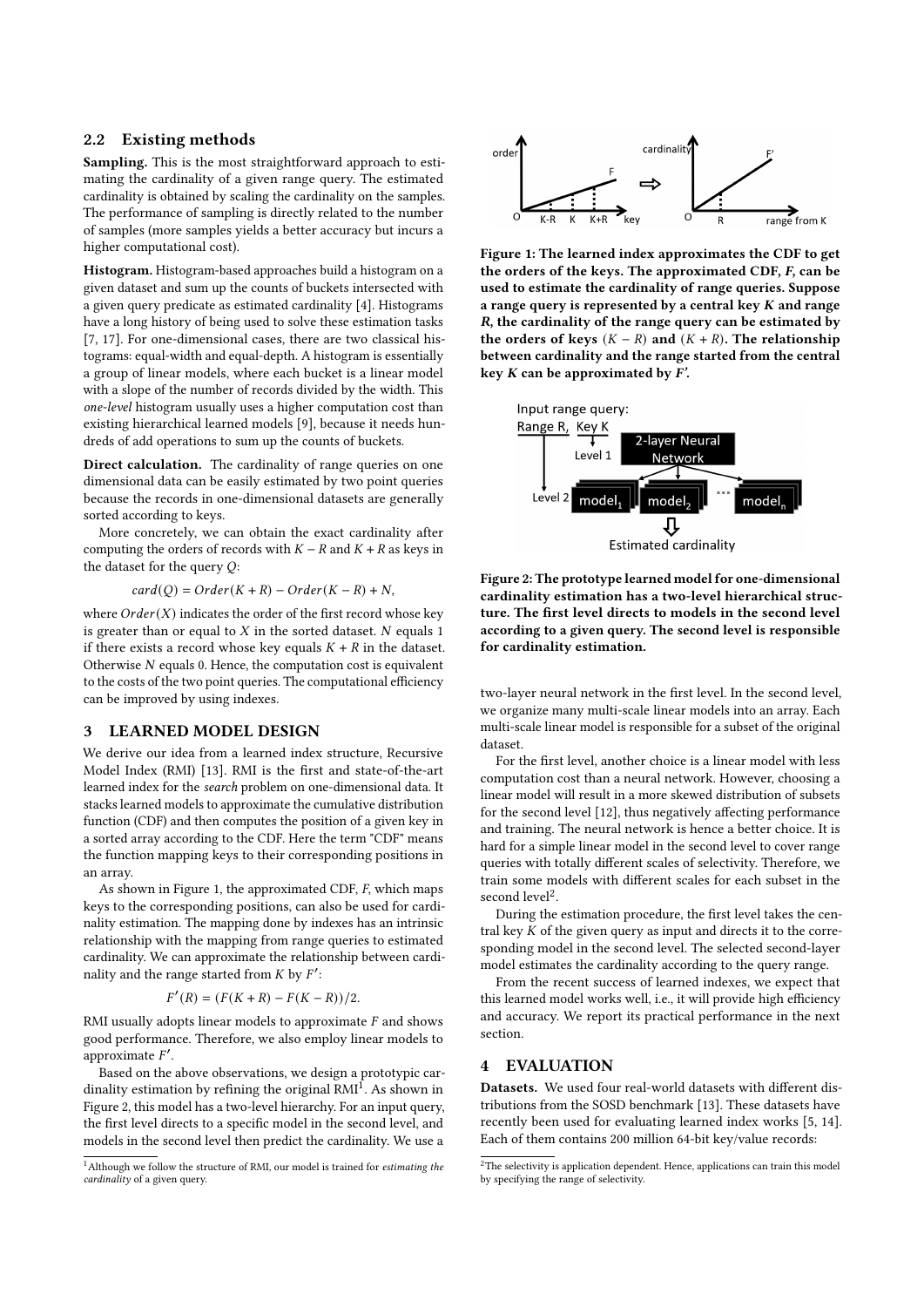## 2.2 Existing methods

**Sampling.** This is the most straightforward approach to estimating the cardinality of a given range query. The estimated cardinality is obtained by scaling the cardinality on the samples. The performance of sampling is directly related to the number of samples (more samples yields a better accuracy but incurs a higher computational cost).

**Histogram.** Histogram-based approaches build a histogram on a given dataset and sum up the counts of buckets intersected with a given query predicate as estimated cardinality [4]. Histograms have a long history of being used to solve these estimation tasks [7, 17]. For one-dimensional cases, there are two classical histograms: equal-width and equal-depth. A histogram is essentially a group of linear models, where each bucket is a linear model with a slope of the number of records divided by the width. This *one-level* histogram usually uses a higher computation cost than existing hierarchical learned models [9], because it needs hundreds of add operations to sum up the counts of buckets.

**Direct calculation.** The cardinality of range queries on one dimensional data can be easily estimated by two point queries because the records in one-dimensional datasets are generally sorted according to keys.

More concretely, we can obtain the exact cardinality after computing the orders of records with $K - R$ and $K + R$ as keys in the dataset for the query $Q$:

$$card(Q) = Order(K + R) - Order(K - R) + N,$$

where $Order(X)$ indicates the order of the first record whose key is greater than or equal to $X$ in the sorted dataset. $N$ equals 1 if there exists a record whose key equals $K + R$ in the dataset. Otherwise $N$ equals 0. Hence, the computation cost is equivalent to the costs of the two point queries. The computational efficiency can be improved by using indexes.

# 3 LEARNED MODEL DESIGN

We derive our idea from a learned index structure, Recursive Model Index (RMI) [13]. RMI is the first and state-of-the-art learned index for the *search* problem on one-dimensional data. It stacks learned models to approximate the cumulative distribution function (CDF) and then computes the position of a given key in a sorted array according to the CDF. Here the term "CDF" means the function mapping keys to their corresponding positions in an array.

As shown in Figure 1, the approximated CDF, *F*, which maps keys to the corresponding positions, can also be used for cardinality estimation. The mapping done by indexes has an intrinsic relationship with the mapping from range queries to estimated cardinality. We can approximate the relationship between cardinality and the range started from $K$ by $F'$:

$$F'(R) = (F(K + R) - F(K - R))/2.$$

RMI usually adopts linear models to approximate $F$ and shows good performance. Therefore, we also employ linear models to approximate $F'$.

Based on the above observations, we design a prototypic cardinality estimation by refining the original RMI[1]. As shown in Figure 2, this model has a two-level hierarchy. For an input query, the first level directs to a specific model in the second level, and models in the second level then predict the cardinality. We use a two-layer neural network in the first level. In the second level, we organize many multi-scale linear models into an array. Each multi-scale linear model is responsible for a subset of the original dataset.

**Figure 1: The learned index approximates the CDF to get the orders of the keys. The approximated CDF, *F*, can be used to estimate the cardinality of range queries. Suppose a range query is represented by a central key *K* and range *R*, the cardinality of the range query can be estimated by the orders of keys $(K - R)$ and $(K + R)$. The relationship between cardinality and the range started from the central key *K* can be approximated by *F'*.**

**Figure 2: The prototype learned model for one-dimensional cardinality estimation has a two-level hierarchical structure. The first level directs to models in the second level according to a given query. The second level is responsible for cardinality estimation.**

For the first level, another choice is a linear model with less computation cost than a neural network. However, choosing a linear model will result in a more skewed distribution of subsets for the second level [12], thus negatively affecting performance and training. The neural network is hence a better choice. It is hard for a simple linear model in the second level to cover range queries with totally different scales of selectivity. Therefore, we train some models with different scales for each subset in the second level[2].

During the estimation procedure, the first level takes the central key $K$ of the given query as input and directs it to the corresponding model in the second level. The selected second-layer model estimates the cardinality according to the query range.

From the recent success of learned indexes, we expect that this learned model works well, i.e., it will provide high efficiency and accuracy. We report its practical performance in the next section.

# 4 EVALUATION

**Datasets.** We used four real-world datasets with different distributions from the SOSD benchmark [13]. These datasets have recently been used for evaluating learned index works [5, 14]. Each of them contains 200 million 64-bit key/value records:

[1] Although we follow the structure of RMI, our model is trained for *estimating the cardinality* of a given query.

[2] The selectivity is application dependent. Hence, applications can train this model by specifying the range of selectivity.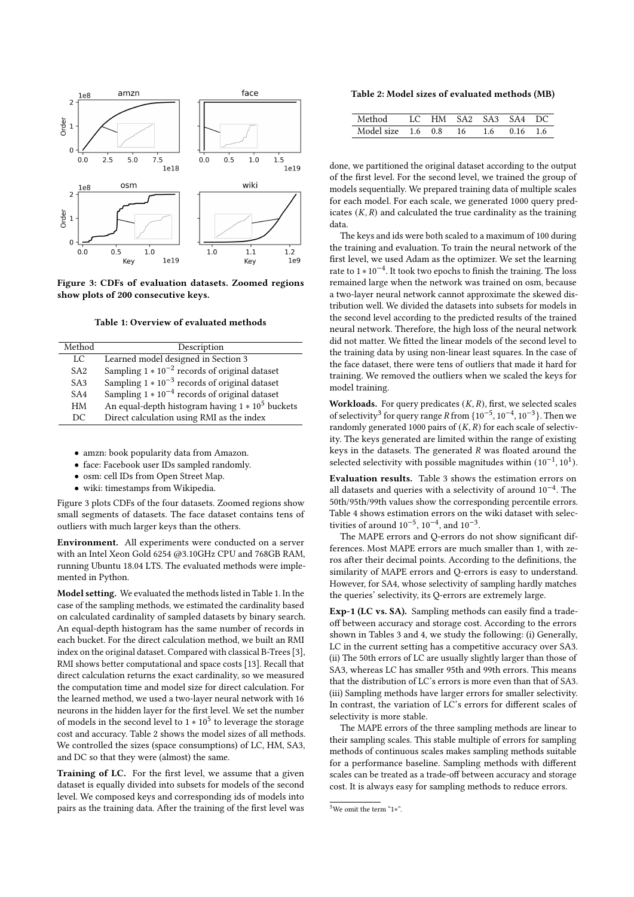Figure 3: CDFs of evaluation datasets. Zoomed regions show plots of 200 consecutive keys.

**Table 1: Overview of evaluated methods**

| Method | Description |
|---|---|
| LC | Learned model designed in Section 3 |
| SA2 | Sampling $1*10^{-2}$ records of original dataset |
| SA3 | Sampling $1*10^{-3}$ records of original dataset |
| SA4 | Sampling $1*10^{-4}$ records of original dataset |
| HM | An equal-depth histogram having $1*10^{5}$ buckets |
| DC | Direct calculation using RMI as the index |

- amzn: book popularity data from Amazon.
- face: Facebook user IDs sampled randomly.
- osm: cell IDs from Open Street Map.
- wiki: timestamps from Wikipedia.

Figure 3 plots CDFs of the four datasets. Zoomed regions show small segments of datasets. The face dataset contains tens of outliers with much larger keys than the others.

**Environment.** All experiments were conducted on a server with an Intel Xeon Gold 6254 @3.10GHz CPU and 768GB RAM, running Ubuntu 18.04 LTS. The evaluated methods were implemented in Python.

**Model setting.** We evaluated the methods listed in Table 1. In the case of the sampling methods, we estimated the cardinality based on calculated cardinality of sampled datasets by binary search. An equal-depth histogram has the same number of records in each bucket. For the direct calculation method, we built an RMI index on the original dataset. Compared with classical B-Trees [3], RMI shows better computational and space costs [13]. Recall that direct calculation returns the exact cardinality, so we measured the computation time and model size for direct calculation. For the learned method, we used a two-layer neural network with 16 neurons in the hidden layer for the first level. We set the number of models in the second level to $1*10^{5}$ to leverage the storage cost and accuracy. Table 2 shows the model sizes of all methods. We controlled the sizes (space consumptions) of LC, HM, SA3, and DC so that they were (almost) the same.

**Training of LC.** For the first level, we assume that a given dataset is equally divided into subsets for models of the second level. We composed keys and corresponding ids of models into pairs as the training data. After the training of the first level was done, we partitioned the original dataset according to the output of the first level. For the second level, we trained the group of models sequentially. We prepared training data of multiple scales for each model. For each scale, we generated 1000 query predicates $(K, R)$ and calculated the true cardinality as the training data.

**Table 2: Model sizes of evaluated methods (MB)**

| Method | LC | HM | SA2 | SA3 | SA4 | DC |
|---|---|---|---|---|---|---|
| Model size | 1.6 | 0.8 | 16 | 1.6 | 0.16 | 1.6 |

The keys and ids were both scaled to a maximum of 100 during the training and evaluation. To train the neural network of the first level, we used Adam as the optimizer. We set the learning rate to $1*10^{-4}$. It took two epochs to finish the training. The loss remained large when the network was trained on osm, because a two-layer neural network cannot approximate the skewed distribution well. We divided the datasets into subsets for models in the second level according to the predicted results of the trained neural network. Therefore, the high loss of the neural network did not matter. We fitted the linear models of the second level to the training data by using non-linear least squares. In the case of the face dataset, there were tens of outliers that made it hard for training. We removed the outliers when we scaled the keys for model training.

**Workloads.** For query predicates $(K, R)$, first, we selected scales of selectivity[3] for query range $R$ from $\{10^{-5}, 10^{-4}, 10^{-3}\}$. Then we randomly generated 1000 pairs of $(K, R)$ for each scale of selectivity. The keys generated are limited within the range of existing keys in the datasets. The generated $R$ was floated around the selected selectivity with possible magnitudes within $(10^{-1}, 10^{1})$.

**Evaluation results.** Table 3 shows the estimation errors on all datasets and queries with a selectivity of around $10^{-4}$. The 50th/95th/99th values show the corresponding percentile errors. Table 4 shows estimation errors on the wiki dataset with selectivities of around $10^{-5}$, $10^{-4}$, and $10^{-3}$.

The MAPE errors and Q-errors do not show significant differences. Most MAPE errors are much smaller than 1, with zeros after their decimal points. According to the definitions, the similarity of MAPE errors and Q-errors is easy to understand. However, for SA4, whose selectivity of sampling hardly matches the queries' selectivity, its Q-errors are extremely large.

**Exp-1 (LC vs. SA).** Sampling methods can easily find a trade-off between accuracy and storage cost. According to the errors shown in Tables 3 and 4, we study the following: (i) Generally, LC in the current setting has a competitive accuracy over SA3. (ii) The 50th errors of LC are usually slightly larger than those of SA3, whereas LC has smaller 95th and 99th errors. This means that the distribution of LC's errors is more even than that of SA3. (iii) Sampling methods have larger errors for smaller selectivity. In contrast, the variation of LC's errors for different scales of selectivity is more stable.

The MAPE errors of the three sampling methods are linear to their sampling scales. This stable multiple of errors for sampling methods of continuous scales makes sampling methods suitable for a performance baseline. Sampling methods with different scales can be treated as a trade-off between accuracy and storage cost. It is always easy for sampling methods to reduce errors.

[3] We omit the term "1∗".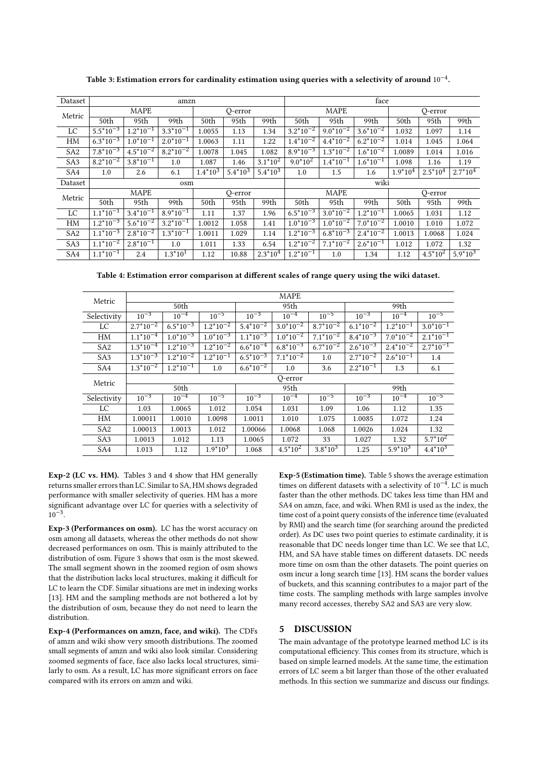**Table 3: Estimation errors for cardinality estimation using queries with a selectivity of around $10^{-4}$.**

| Dataset | amzn | | | | | | face | | | | | |
|---|---|---|---|---|---|---|---|---|---|---|---|---|
| Metric | MAPE | | | Q-error | | | MAPE | | | Q-error | | |
| | 50th | 95th | 99th | 50th | 95th | 99th | 50th | 95th | 99th | 50th | 95th | 99th |
| LC | $5.5*10^{-3}$ | $1.2*10^{-1}$ | $3.3*10^{-1}$ | 1.0055 | 1.13 | 1.34 | $3.2*10^{-2}$ | $9.0*10^{-2}$ | $3.6*10^{-2}$ | 1.032 | 1.097 | 1.14 |
| HM | $6.3*10^{-3}$ | $1.0*10^{-1}$ | $2.0*10^{-1}$ | 1.0063 | 1.11 | 1.22 | $1.4*10^{-2}$ | $4.4*10^{-2}$ | $6.2*10^{-2}$ | 1.014 | 1.045 | 1.064 |
| SA2 | $7.8*10^{-3}$ | $4.5*10^{-2}$ | $8.2*10^{-2}$ | 1.0078 | 1.045 | 1.082 | $8.9*10^{-3}$ | $1.3*10^{-2}$ | $1.6*10^{-2}$ | 1.0089 | 1.014 | 1.016 |
| SA3 | $8.2*10^{-2}$ | $3.8*10^{-1}$ | 1.0 | 1.087 | 1.46 | $3.1*10^{2}$ | $9.0*10^{2}$ | $1.4*10^{-1}$ | $1.6*10^{-1}$ | 1.098 | 1.16 | 1.19 |
| SA4 | 1.0 | 2.6 | 6.1 | $1.4*10^{3}$ | $5.4*10^{3}$ | $5.4*10^{3}$ | 1.0 | 1.5 | 1.6 | $1.9*10^{4}$ | $2.5*10^{4}$ | $2.7*10^{4}$ |
| Dataset | osm | | | | | | wiki | | | | | |
| Metric | MAPE | | | Q-error | | | MAPE | | | Q-error | | |
| | 50th | 95th | 99th | 50th | 95th | 99th | 50th | 95th | 99th | 50th | 95th | 99th |
| LC | $1.1*10^{-1}$ | $3.4*10^{-1}$ | $8.9*10^{-1}$ | 1.11 | 1.37 | 1.96 | $6.5*10^{-3}$ | $3.0*10^{-2}$ | $1.2*10^{-1}$ | 1.0065 | 1.031 | 1.12 |
| HM | $1.2*10^{-3}$ | $5.6*10^{-2}$ | $3.2*10^{-1}$ | 1.0012 | 1.058 | 1.41 | $1.0*10^{-3}$ | $1.0*10^{-2}$ | $7.0*10^{-2}$ | 1.0010 | 1.010 | 1.072 |
| SA2 | $1.1*10^{-3}$ | $2.8*10^{-2}$ | $1.3*10^{-1}$ | 1.0011 | 1.029 | 1.14 | $1.2*10^{-3}$ | $6.8*10^{-3}$ | $2.4*10^{-2}$ | 1.0013 | 1.0068 | 1.024 |
| SA3 | $1.1*10^{-2}$ | $2.8*10^{-1}$ | 1.0 | 1.011 | 1.33 | 6.54 | $1.2*10^{-2}$ | $7.1*10^{-2}$ | $2.6*10^{-1}$ | 1.012 | 1.072 | 1.32 |
| SA4 | $1.1*10^{-1}$ | 2.4 | $1.3*10^{1}$ | 1.12 | 10.88 | $2.3*10^{4}$ | $1.2*10^{-1}$ | 1.0 | 1.34 | 1.12 | $4.5*10^{2}$ | $5.9*10^{3}$ |

**Table 4: Estimation error comparison at different scales of range query using the wiki dataset.**

| Metric | MAPE | | | | | | | | |
|---|---|---|---|---|---|---|---|---|---|
| | 50th | | | 95th | | | 99th | | |
| Selectivity | $10^{-3}$ | $10^{-4}$ | $10^{-5}$ | $10^{-3}$ | $10^{-4}$ | $10^{-5}$ | $10^{-3}$ | $10^{-4}$ | $10^{-5}$ |
| LC | $2.7*10^{-2}$ | $6.5*10^{-3}$ | $1.2*10^{-2}$ | $5.4*10^{-2}$ | $3.0*10^{-2}$ | $8.7*10^{-2}$ | $6.1*10^{-2}$ | $1.2*10^{-1}$ | $3.0*10^{-1}$ |
| HM | $1.1*10^{-4}$ | $1.0*10^{-3}$ | $1.0*10^{-3}$ | $1.1*10^{-3}$ | $1.0*10^{-2}$ | $7.1*10^{-2}$ | $8.4*10^{-3}$ | $7.0*10^{-2}$ | $2.1*10^{-1}$ |
| SA2 | $1.3*10^{-4}$ | $1.2*10^{-3}$ | $1.2*10^{-2}$ | $6.6*10^{-4}$ | $6.8*10^{-3}$ | $6.7*10^{-2}$ | $2.6*10^{-3}$ | $2.4*10^{-2}$ | $2.7*10^{-1}$ |
| SA3 | $1.3*10^{-3}$ | $1.2*10^{-2}$ | $1.2*10^{-1}$ | $6.5*10^{-3}$ | $7.1*10^{-2}$ | 1.0 | $2.7*10^{-2}$ | $2.6*10^{-1}$ | 1.4 |
| SA4 | $1.3*10^{-2}$ | $1.2*10^{-1}$ | 1.0 | $6.6*10^{-2}$ | 1.0 | 3.6 | $2.2*10^{-1}$ | 1.3 | 6.1 |
| Metric | Q-error | | | | | | | | |
| | 50th | | | 95th | | | 99th | | |
| Selectivity | $10^{-3}$ | $10^{-4}$ | $10^{-5}$ | $10^{-3}$ | $10^{-4}$ | $10^{-5}$ | $10^{-3}$ | $10^{-4}$ | $10^{-5}$ |
| LC | 1.03 | 1.0065 | 1.012 | 1.054 | 1.031 | 1.09 | 1.06 | 1.12 | 1.35 |
| HM | 1.00011 | 1.0010 | 1.0098 | 1.0011 | 1.010 | 1.075 | 1.0085 | 1.072 | 1.24 |
| SA2 | 1.00013 | 1.0013 | 1.012 | 1.00066 | 1.0068 | 1.068 | 1.0026 | 1.024 | 1.32 |
| SA3 | 1.0013 | 1.012 | 1.13 | 1.0065 | 1.072 | 33 | 1.027 | 1.32 | $5.7*10^{2}$ |
| SA4 | 1.013 | 1.12 | $1.9*10^{3}$ | 1.068 | $4.5*10^{2}$ | $3.8*10^{3}$ | 1.25 | $5.9*10^{3}$ | $4.4*10^{3}$ |

**Exp-2 (LC vs. HM).** Tables 3 and 4 show that HM generally returns smaller errors than LC. Similar to SA, HM shows degraded performance with smaller selectivity of queries. HM has a more significant advantage over LC for queries with a selectivity of $10^{-3}$.

**Exp-3 (Performances on osm).** LC has the worst accuracy on osm among all datasets, whereas the other methods do not show decreased performances on osm. This is mainly attributed to the distribution of osm. Figure 3 shows that osm is the most skewed. The small segment shown in the zoomed region of osm shows that the distribution lacks local structures, making it difficult for LC to learn the CDF. Similar situations are met in indexing works [13]. HM and the sampling methods are not bothered a lot by the distribution of osm, because they do not need to learn the distribution.

**Exp-4 (Performances on amzn, face, and wiki).** The CDFs of amzn and wiki show very smooth distributions. The zoomed small segments of amzn and wiki also look similar. Considering zoomed segments of face, face also lacks local structures, similarly to osm. As a result, LC has more significant errors on face compared with its errors on amzn and wiki.

**Exp-5 (Estimation time).** Table 5 shows the average estimation times on different datasets with a selectivity of $10^{-4}$. LC is much faster than the other methods. DC takes less time than HM and SA4 on amzn, face, and wiki. When RMI is used as the index, the time cost of a point query consists of the inference time (evaluated by RMI) and the search time (for searching around the predicted order). As DC uses two point queries to estimate cardinality, it is reasonable that DC needs longer time than LC. We see that LC, HM, and SA have stable times on different datasets. DC needs more time on osm than the other datasets. The point queries on osm incur a long search time [13]. HM scans the border values of buckets, and this scanning contributes to a major part of the time costs. The sampling methods with large samples involve many record accesses, thereby SA2 and SA3 are very slow.

## 5 DISCUSSION

The main advantage of the prototype learned method LC is its computational efficiency. This comes from its structure, which is based on simple learned models. At the same time, the estimation errors of LC seem a bit larger than those of the other evaluated methods. In this section we summarize and discuss our findings.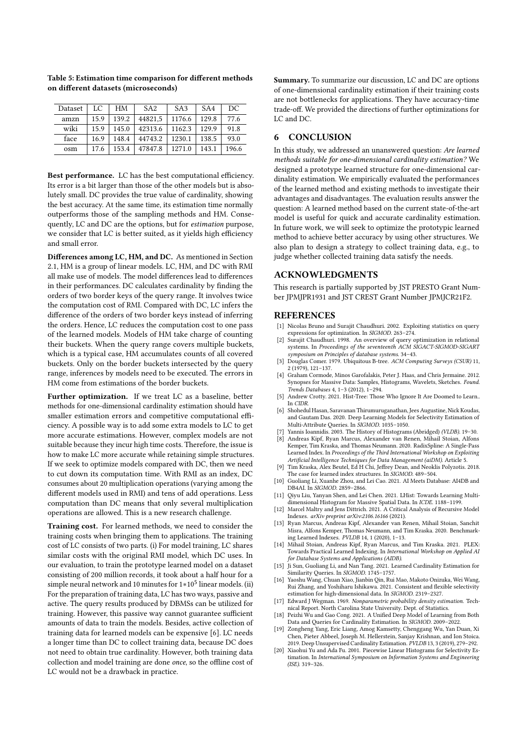**Table 5: Estimation time comparison for different methods on different datasets (microseconds)**

| Dataset | LC | HM | SA2 | SA3 | SA4 | DC |
|---|---|---|---|---|---|---|
| amzn | 15.9 | 139.2 | 44821,5 | 1176.6 | 129.8 | 77.6 |
| wiki | 15.9 | 145.0 | 42313.6 | 1162.3 | 129.9 | 91.8 |
| face | 16.9 | 148.4 | 44743.2 | 1230.1 | 138.5 | 93.0 |
| osm | 17.6 | 153.4 | 47847.8 | 1271.0 | 143.1 | 196.6 |

**Best performance.** LC has the best computational efficiency. Its error is a bit larger than those of the other models but is absolutely small. DC provides the true value of cardinality, showing the best accuracy. At the same time, its estimation time normally outperforms those of the sampling methods and HM. Consequently, LC and DC are the options, but for *estimation* purpose, we consider that LC is better suited, as it yields high efficiency and small error.

**Differences among LC, HM, and DC.** As mentioned in Section 2.1, HM is a group of linear models. LC, HM, and DC with RMI all make use of models. The model differences lead to differences in their performances. DC calculates cardinality by finding the orders of two border keys of the query range. It involves twice the computation cost of RMI. Compared with DC, LC infers the difference of the orders of two border keys instead of inferring the orders. Hence, LC reduces the computation cost to one pass of the learned models. Models of HM take charge of counting their buckets. When the query range covers multiple buckets, which is a typical case, HM accumulates counts of all covered buckets. Only on the border buckets intersected by the query range, inferences by models need to be executed. The errors in HM come from estimations of the border buckets.

**Further optimization.** If we treat LC as a baseline, better methods for one-dimensional cardinality estimation should have smaller estimation errors and competitive computational efficiency. A possible way is to add some extra models to LC to get more accurate estimations. However, complex models are not suitable because they incur high time costs. Therefore, the issue is how to make LC more accurate while retaining simple structures. If we seek to optimize models compared with DC, then we need to cut down its computation time. With RMI as an index, DC consumes about 20 multiplication operations (varying among the different models used in RMI) and tens of add operations. Less computation than DC means that only several multiplication operations are allowed. This is a new research challenge.

**Training cost.** For learned methods, we need to consider the training costs when bringing them to applications. The training cost of LC consists of two parts. (i) For model training, LC shares similar costs with the original RMI model, which DC uses. In our evaluation, to train the prototype learned model on a dataset consisting of 200 million records, it took about a half hour for a simple neural network and 10 minutes for $1*10^5$ linear models. (ii) For the preparation of training data, LC has two ways, passive and active. The query results produced by DBMSs can be utilized for training. However, this passive way cannot guarantee sufficient amounts of data to train the models. Besides, active collection of training data for learned models can be expensive [6]. LC needs a longer time than DC to collect training data, because DC does not need to obtain true cardinality. However, both training data collection and model training are done *once*, so the offline cost of LC would not be a drawback in practice.

**Summary.** To summarize our discussion, LC and DC are options of one-dimensional cardinality estimation if their training costs are not bottlenecks for applications. They have accuracy-time trade-off. We provided the directions of further optimizations for LC and DC.

## 6 CONCLUSION

In this study, we addressed an unanswered question: *Are learned methods suitable for one-dimensional cardinality estimation?* We designed a prototype learned structure for one-dimensional cardinality estimation. We empirically evaluated the performances of the learned method and existing methods to investigate their advantages and disadvantages. The evaluation results answer the question: A learned method based on the current state-of-the-art model is useful for quick and accurate cardinality estimation. In future work, we will seek to optimize the prototypic learned method to achieve better accuracy by using other structures. We also plan to design a strategy to collect training data, e.g., to judge whether collected training data satisfy the needs.

## ACKNOWLEDGMENTS

This research is partially supported by JST PRESTO Grant Number JPMJPR1931 and JST CREST Grant Number JPMJCR21F2.

## REFERENCES

[1] Nicolas Bruno and Surajit Chaudhuri. 2002. Exploiting statistics on query expressions for optimization. In *SIGMOD*. 263–274.

[2] Surajit Chaudhuri. 1998. An overview of query optimization in relational systems. In *Proceedings of the seventeenth ACM SIGACT-SIGMOD-SIGART symposium on Principles of database systems*. 34–43.

[3] Douglas Comer. 1979. Ubiquitous B-tree. *ACM Computing Surveys (CSUR)* 11, 2 (1979), 121–137.

[4] Graham Cormode, Minos Garofalakis, Peter J. Haas, and Chris Jermaine. 2012. Synopses for Massive Data: Samples, Histograms, Wavelets, Sketches. *Found. Trends Databases* 4, 1–3 (2012), 1–294.

[5] Andrew Crotty. 2021. Hist-Tree: Those Who Ignore It Are Doomed to Learn.. In *CIDR*.

[6] Shohedul Hasan, Saravanan Thirumuruganathan, Jees Augustine, Nick Koudas, and Gautam Das. 2020. Deep Learning Models for Selectivity Estimation of Multi-Attribute Queries. In *SIGMOD*. 1035–1050.

[7] Yannis Ioannidis. 2003. The History of Histograms (Abridged) *(VLDB)*. 19–30.

[8] Andreas Kipf, Ryan Marcus, Alexander van Renen, Mihail Stoian, Alfons Kemper, Tim Kraska, and Thomas Neumann. 2020. RadixSpline: A Single-Pass Learned Index. In *Proceedings of the Third International Workshop on Exploiting Artificial Intelligence Techniques for Data Management (aiDM)*. Article 5.

[9] Tim Kraska, Alex Beutel, Ed H Chi, Jeffrey Dean, and Neoklis Polyzotis. 2018. The case for learned index structures. In *SIGMOD*. 489–504.

[10] Guoliang Li, Xuanhe Zhou, and Lei Cao. 2021. AI Meets Database: AI4DB and DB4AI. In *SIGMOD*. 2859–2866.

[11] Qiyu Liu, Yanyan Shen, and Lei Chen. 2021. LHist: Towards Learning Multi-dimensional Histogram for Massive Spatial Data. In *ICDE*. 1188–1199.

[12] Marcel Maltry and Jens Dittrich. 2021. A Critical Analysis of Recursive Model Indexes. *arXiv preprint arXiv:2106.16166* (2021).

[13] Ryan Marcus, Andreas Kipf, Alexander van Renen, Mihail Stoian, Sanchit Misra, Alfons Kemper, Thomas Neumann, and Tim Kraska. 2020. Benchmarking Learned Indexes. *PVLDB* 14, 1 (2020), 1–13.

[14] Mihail Stoian, Andreas Kipf, Ryan Marcus, and Tim Kraska. 2021. PLEX: Towards Practical Learned Indexing. In *International Workshop on Applied AI for Database Systems and Applications (AIDB)*.

[15] Ji Sun, Guoliang Li, and Nan Tang. 2021. Learned Cardinality Estimation for Similarity Queries. In *SIGMOD*. 1745–1757.

[16] Yaoshu Wang, Chuan Xiao, Jianbin Qin, Rui Mao, Makoto Onizuka, Wei Wang, Rui Zhang, and Yoshiharu Ishikawa. 2021. Consistent and flexible selectivity estimation for high-dimensional data. In *SIGMOD*. 2319–2327.

[17] Edward J Wegman. 1969. *Nonparametric probability density estimation*. Technical Report. North Carolina State University. Dept. of Statistics.

[18] Peizhi Wu and Gao Cong. 2021. A Unified Deep Model of Learning from Both Data and Queries for Cardinality Estimation. In *SIGMOD*. 2009–2022.

[19] Zongheng Yang, Eric Liang, Amog Kamsetty, Chenggang Wu, Yan Duan, Xi Chen, Pieter Abbeel, Joseph M. Hellerstein, Sanjay Krishnan, and Ion Stoica. 2019. Deep Unsupervised Cardinality Estimation. *PVLDB* 13, 3 (2019), 279–292.

[20] Xiaohui Yu and Ada Fu. 2001. Piecewise Linear Histograms for Selectivity Estimation. In *International Symposium on Information Systems and Engineering (ISE)*. 319–326.